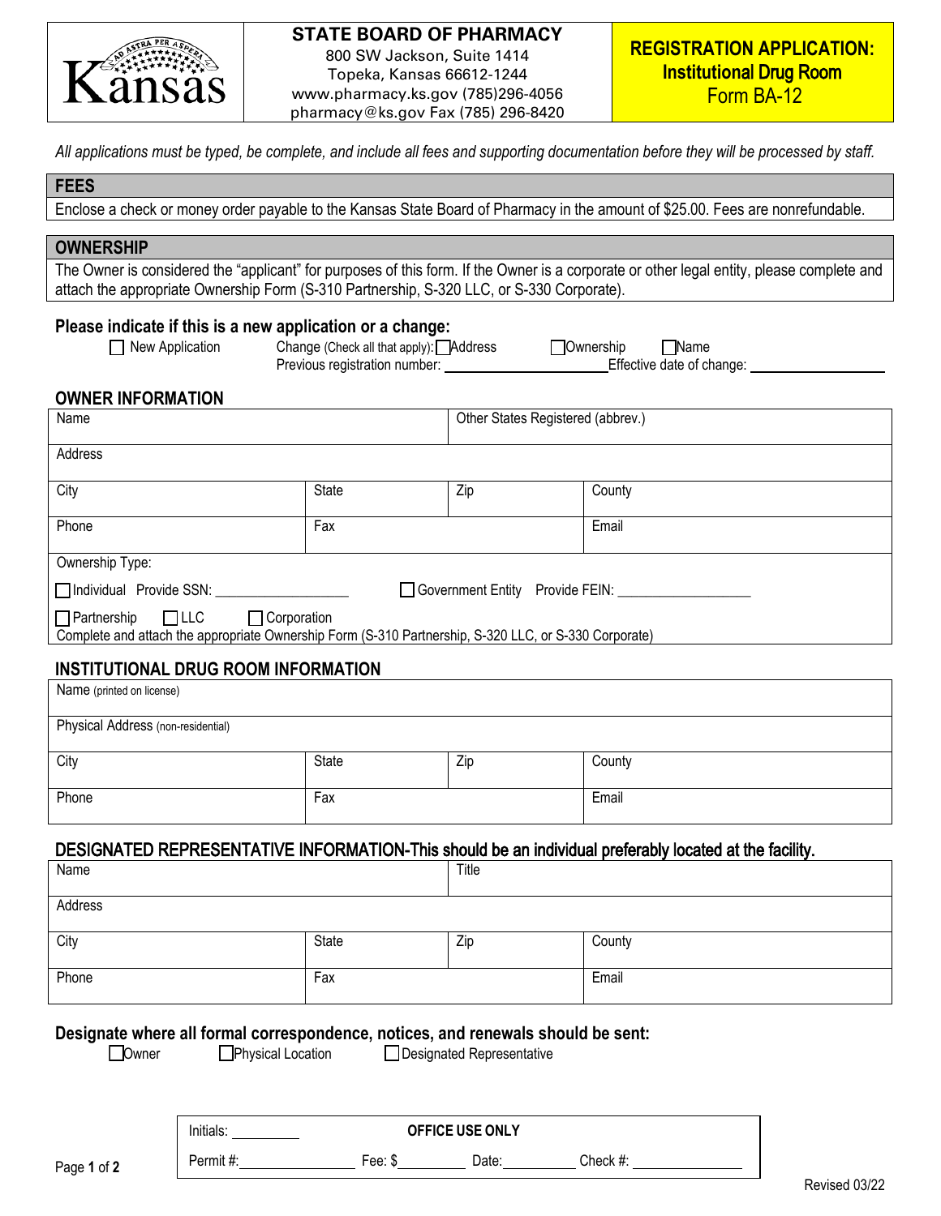**Kansas**

**STATE BOARD OF PHARMACY**
800 SW Jackson, Suite 1414
Topeka, Kansas 66612-1244
www.pharmacy.ks.gov (785)296-4056
pharmacy@ks.gov Fax (785) 296-8420

**REGISTRATION APPLICATION: Institutional Drug Room**
Form BA-12

*All applications must be typed, be complete, and include all fees and supporting documentation before they will be processed by staff.*

## FEES

Enclose a check or money order payable to the Kansas State Board of Pharmacy in the amount of $25.00. Fees are nonrefundable.

## OWNERSHIP

The Owner is considered the "applicant" for purposes of this form. If the Owner is a corporate or other legal entity, please complete and attach the appropriate Ownership Form (S-310 Partnership, S-320 LLC, or S-330 Corporate).

### Please indicate if this is a new application or a change:

☐ New Application    Change (Check all that apply): ☐ Address    ☐ Ownership    ☐ Name
Previous registration number: ____________________ Effective date of change: ________________

### OWNER INFORMATION

| Name | | Other States Registered (abbrev.) | |
|---|---|---|---|
| Address | | | |
| City | State | Zip | County |
| Phone | Fax | | Email |

Ownership Type:

☐ Individual Provide SSN: __________________    ☐ Government Entity Provide FEIN: __________________

☐ Partnership ☐ LLC ☐ Corporation
Complete and attach the appropriate Ownership Form (S-310 Partnership, S-320 LLC, or S-330 Corporate)

### INSTITUTIONAL DRUG ROOM INFORMATION

| Name (printed on license) | | | |
|---|---|---|---|
| Physical Address (non-residential) | | | |
| City | State | Zip | County |
| Phone | Fax | | Email |

### DESIGNATED REPRESENTATIVE INFORMATION-This should be an individual preferably located at the facility.

| Name | | Title | |
|---|---|---|---|
| Address | | | |
| City | State | Zip | County |
| Phone | Fax | | Email |

### Designate where all formal correspondence, notices, and renewals should be sent:

☐ Owner    ☐ Physical Location    ☐ Designated Representative

| Initials: _________ | **OFFICE USE ONLY** | | |
|---|---|---|---|
| Permit #: _______________ | Fee: $ _________ | Date: _________ | Check #: _______________ |

Revised 03/22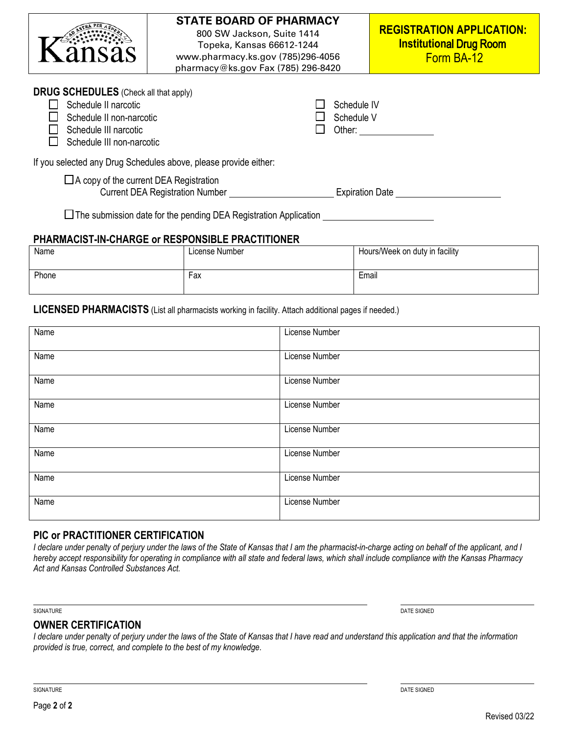STATE BOARD OF PHARMACY
800 SW Jackson, Suite 1414
Topeka, Kansas 66612-1244
www.pharmacy.ks.gov (785)296-4056
pharmacy@ks.gov Fax (785) 296-8420

**REGISTRATION APPLICATION: Institutional Drug Room**
Form BA-12

## DRUG SCHEDULES (Check all that apply)

- ☐ Schedule II narcotic
- ☐ Schedule II non-narcotic
- ☐ Schedule III narcotic
- ☐ Schedule III non-narcotic
- ☐ Schedule IV
- ☐ Schedule V
- ☐ Other: ______________

If you selected any Drug Schedules above, please provide either:

☐ A copy of the current DEA Registration
Current DEA Registration Number ____________________ Expiration Date ____________________

☐ The submission date for the pending DEA Registration Application ____________________

## PHARMACIST-IN-CHARGE or RESPONSIBLE PRACTITIONER

| | | |
|---|---|---|
| Name | License Number | Hours/Week on duty in facility |
| Phone | Fax | Email |

## LICENSED PHARMACISTS (List all pharmacists working in facility. Attach additional pages if needed.)

| | |
|---|---|
| Name | License Number |
| Name | License Number |
| Name | License Number |
| Name | License Number |
| Name | License Number |
| Name | License Number |
| Name | License Number |
| Name | License Number |

## PIC or PRACTITIONER CERTIFICATION

*I declare under penalty of perjury under the laws of the State of Kansas that I am the pharmacist-in-charge acting on behalf of the applicant, and I hereby accept responsibility for operating in compliance with all state and federal laws, which shall include compliance with the Kansas Pharmacy Act and Kansas Controlled Substances Act.*

SIGNATURE ____________________ DATE SIGNED ____________________

## OWNER CERTIFICATION

*I declare under penalty of perjury under the laws of the State of Kansas that I have read and understand this application and that the information provided is true, correct, and complete to the best of my knowledge.*

SIGNATURE ____________________ DATE SIGNED ____________________

Revised 03/22